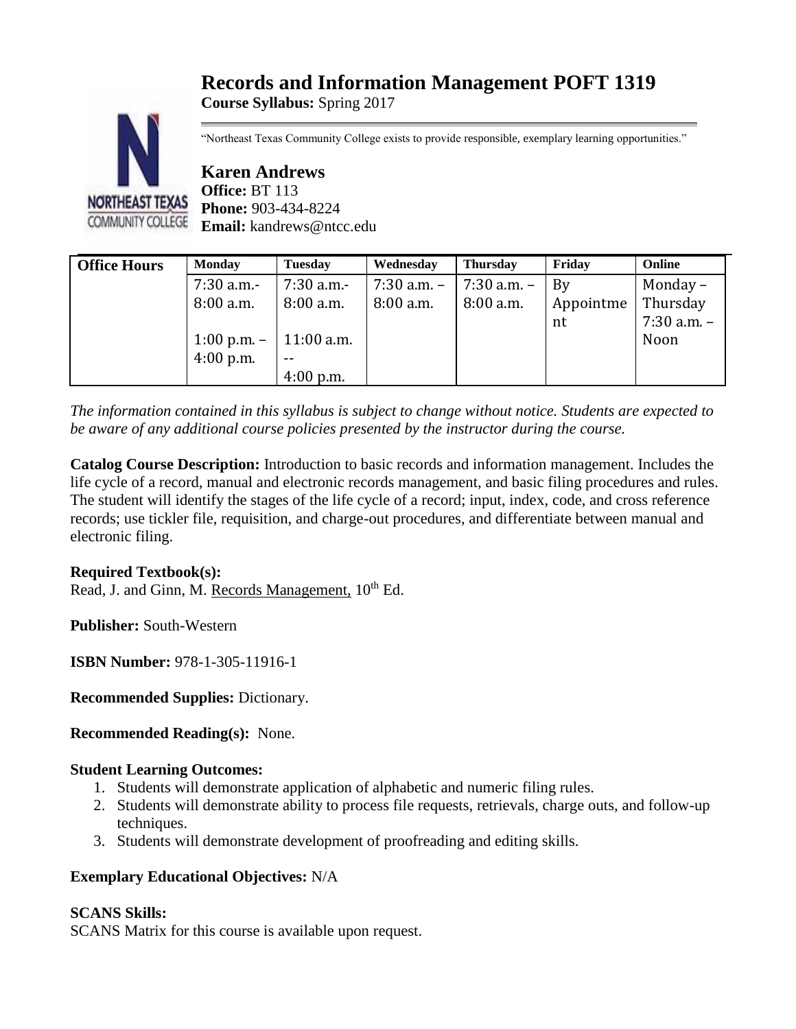# Records and Information Management POFT 1319

**Course Syllabus:** Spring 2017

"Northeast Texas Community College exists to provide responsible, exemplary learning opportunities."

## Karen Andrews

**Office:** BT 113
**Phone:** 903-434-8224
**Email:** kandrews@ntcc.edu

| Office Hours | Monday | Tuesday | Wednesday | Thursday | Friday | Online |
|---|---|---|---|---|---|---|
| | 7:30 a.m.- 8:00 a.m.<br><br>1:00 p.m. – 4:00 p.m. | 7:30 a.m.- 8:00 a.m.<br><br>11:00 a.m. -- 4:00 p.m. | 7:30 a.m. – 8:00 a.m. | 7:30 a.m. – 8:00 a.m. | By Appointment | Monday – Thursday 7:30 a.m. – Noon |

*The information contained in this syllabus is subject to change without notice. Students are expected to be aware of any additional course policies presented by the instructor during the course.*

**Catalog Course Description:** Introduction to basic records and information management. Includes the life cycle of a record, manual and electronic records management, and basic filing procedures and rules. The student will identify the stages of the life cycle of a record; input, index, code, and cross reference records; use tickler file, requisition, and charge-out procedures, and differentiate between manual and electronic filing.

**Required Textbook(s):**
Read, J. and Ginn, M. Records Management, 10th Ed.

**Publisher:** South-Western

**ISBN Number:** 978-1-305-11916-1

**Recommended Supplies:** Dictionary.

**Recommended Reading(s):** None.

**Student Learning Outcomes:**

1. Students will demonstrate application of alphabetic and numeric filing rules.
2. Students will demonstrate ability to process file requests, retrievals, charge outs, and follow-up techniques.
3. Students will demonstrate development of proofreading and editing skills.

**Exemplary Educational Objectives:** N/A

**SCANS Skills:**
SCANS Matrix for this course is available upon request.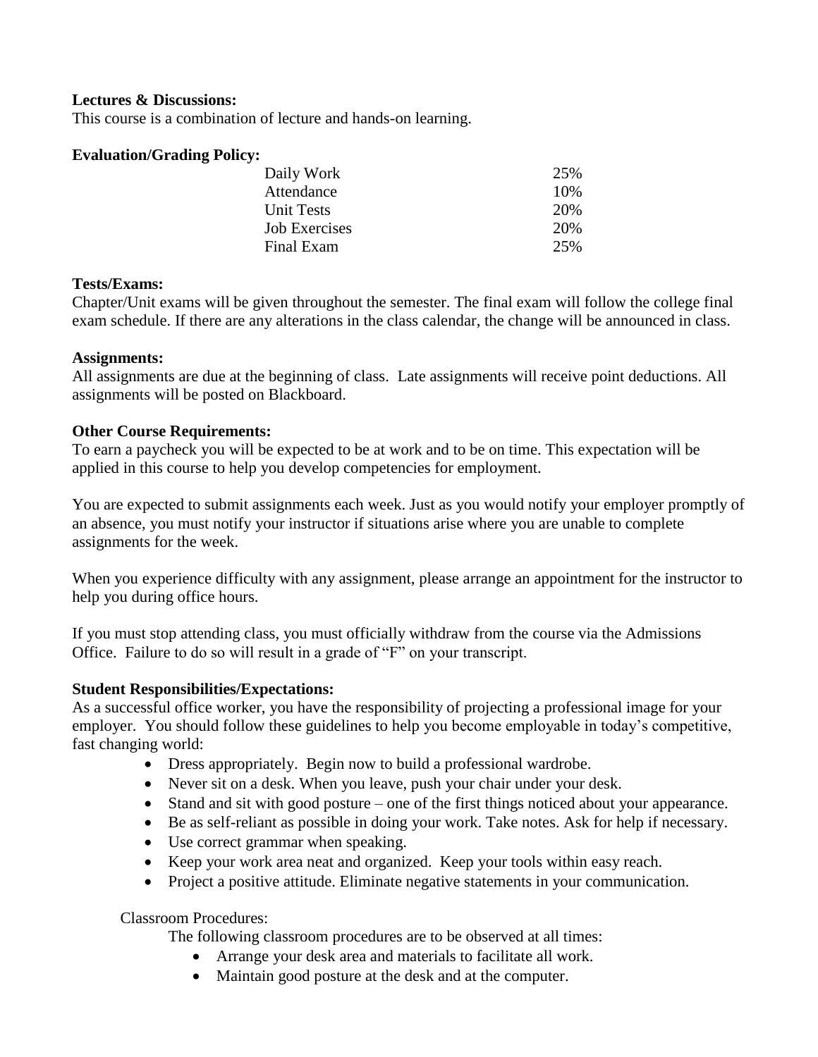**Lectures & Discussions:**
This course is a combination of lecture and hands-on learning.

**Evaluation/Grading Policy:**

| | |
|---|---|
| Daily Work | 25% |
| Attendance | 10% |
| Unit Tests | 20% |
| Job Exercises | 20% |
| Final Exam | 25% |

**Tests/Exams:**
Chapter/Unit exams will be given throughout the semester. The final exam will follow the college final exam schedule. If there are any alterations in the class calendar, the change will be announced in class.

**Assignments:**
All assignments are due at the beginning of class. Late assignments will receive point deductions. All assignments will be posted on Blackboard.

**Other Course Requirements:**
To earn a paycheck you will be expected to be at work and to be on time. This expectation will be applied in this course to help you develop competencies for employment.

You are expected to submit assignments each week. Just as you would notify your employer promptly of an absence, you must notify your instructor if situations arise where you are unable to complete assignments for the week.

When you experience difficulty with any assignment, please arrange an appointment for the instructor to help you during office hours.

If you must stop attending class, you must officially withdraw from the course via the Admissions Office. Failure to do so will result in a grade of "F" on your transcript.

**Student Responsibilities/Expectations:**
As a successful office worker, you have the responsibility of projecting a professional image for your employer. You should follow these guidelines to help you become employable in today's competitive, fast changing world:

- Dress appropriately. Begin now to build a professional wardrobe.
- Never sit on a desk. When you leave, push your chair under your desk.
- Stand and sit with good posture – one of the first things noticed about your appearance.
- Be as self-reliant as possible in doing your work. Take notes. Ask for help if necessary.
- Use correct grammar when speaking.
- Keep your work area neat and organized. Keep your tools within easy reach.
- Project a positive attitude. Eliminate negative statements in your communication.

Classroom Procedures:

The following classroom procedures are to be observed at all times:

- Arrange your desk area and materials to facilitate all work.
- Maintain good posture at the desk and at the computer.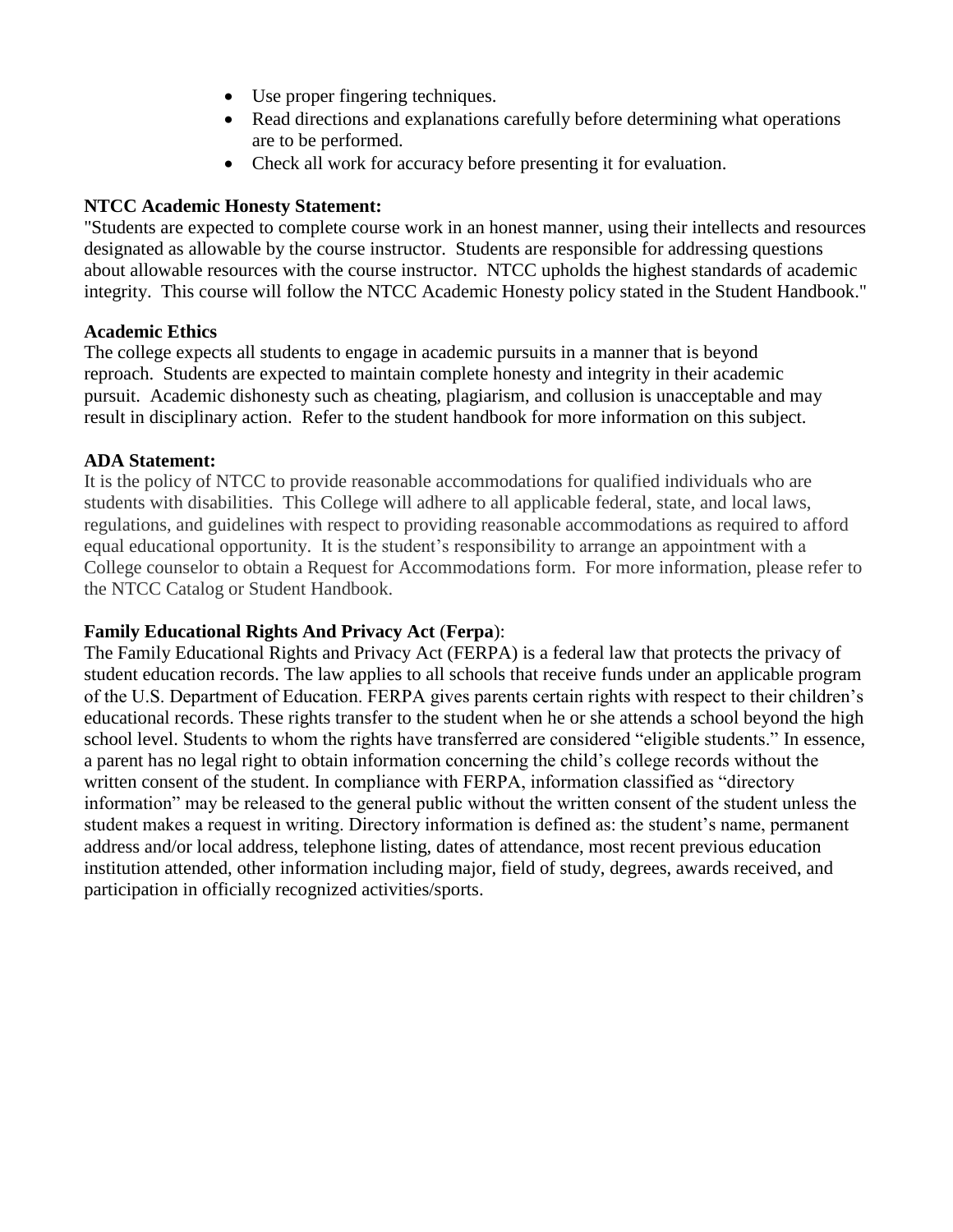- Use proper fingering techniques.
- Read directions and explanations carefully before determining what operations are to be performed.
- Check all work for accuracy before presenting it for evaluation.

**NTCC Academic Honesty Statement:**

"Students are expected to complete course work in an honest manner, using their intellects and resources designated as allowable by the course instructor. Students are responsible for addressing questions about allowable resources with the course instructor. NTCC upholds the highest standards of academic integrity. This course will follow the NTCC Academic Honesty policy stated in the Student Handbook."

**Academic Ethics**

The college expects all students to engage in academic pursuits in a manner that is beyond reproach. Students are expected to maintain complete honesty and integrity in their academic pursuit. Academic dishonesty such as cheating, plagiarism, and collusion is unacceptable and may result in disciplinary action. Refer to the student handbook for more information on this subject.

**ADA Statement:**

It is the policy of NTCC to provide reasonable accommodations for qualified individuals who are students with disabilities. This College will adhere to all applicable federal, state, and local laws, regulations, and guidelines with respect to providing reasonable accommodations as required to afford equal educational opportunity. It is the student's responsibility to arrange an appointment with a College counselor to obtain a Request for Accommodations form. For more information, please refer to the NTCC Catalog or Student Handbook.

**Family Educational Rights And Privacy Act** (**Ferpa**):

The Family Educational Rights and Privacy Act (FERPA) is a federal law that protects the privacy of student education records. The law applies to all schools that receive funds under an applicable program of the U.S. Department of Education. FERPA gives parents certain rights with respect to their children's educational records. These rights transfer to the student when he or she attends a school beyond the high school level. Students to whom the rights have transferred are considered "eligible students." In essence, a parent has no legal right to obtain information concerning the child's college records without the written consent of the student. In compliance with FERPA, information classified as "directory information" may be released to the general public without the written consent of the student unless the student makes a request in writing. Directory information is defined as: the student's name, permanent address and/or local address, telephone listing, dates of attendance, most recent previous education institution attended, other information including major, field of study, degrees, awards received, and participation in officially recognized activities/sports.